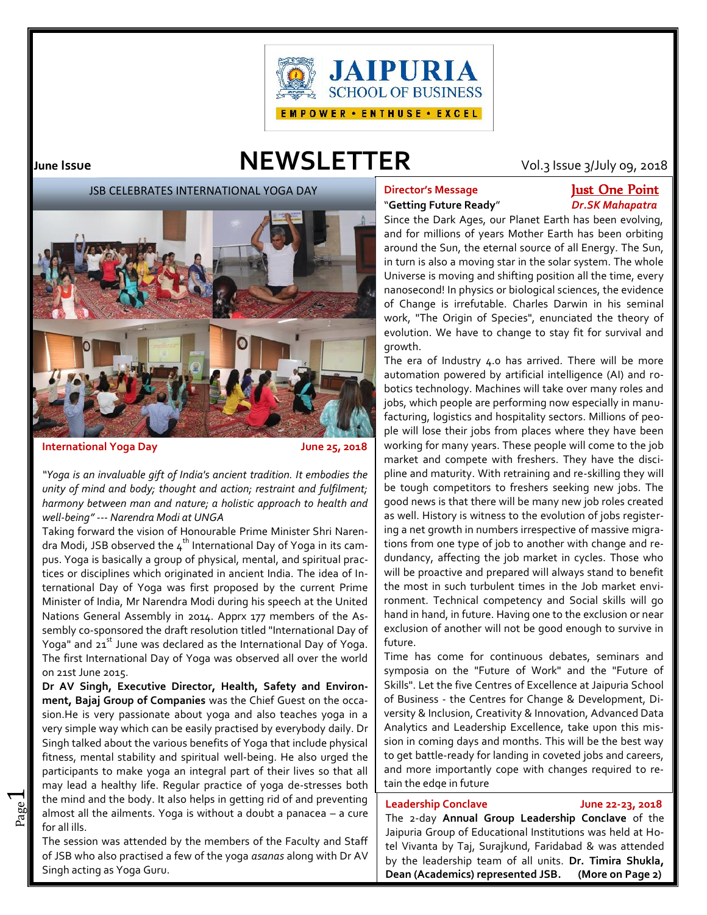JAIPURIA SCHOOL OF BUSINESS

EMPOWER • ENTHUSE • EXCEL

June Issue

# NEWSLETTER

Vol.3 Issue 3/July 09, 2018

## JSB CELEBRATES INTERNATIONAL YOGA DAY

**International Yoga Day** **June 25, 2018**

*"Yoga is an invaluable gift of India's ancient tradition. It embodies the unity of mind and body; thought and action; restraint and fulfilment; harmony between man and nature; a holistic approach to health and well-being" --- Narendra Modi at UNGA*

Taking forward the vision of Honourable Prime Minister Shri Narendra Modi, JSB observed the 4th International Day of Yoga in its campus. Yoga is basically a group of physical, mental, and spiritual practices or disciplines which originated in ancient India. The idea of International Day of Yoga was first proposed by the current Prime Minister of India, Mr Narendra Modi during his speech at the United Nations General Assembly in 2014. Apprx 177 members of the Assembly co-sponsored the draft resolution titled "International Day of Yoga" and 21st June was declared as the International Day of Yoga. The first International Day of Yoga was observed all over the world on 21st June 2015.

**Dr AV Singh, Executive Director, Health, Safety and Environment, Bajaj Group of Companies** was the Chief Guest on the occasion.He is very passionate about yoga and also teaches yoga in a very simple way which can be easily practised by everybody daily. Dr Singh talked about the various benefits of Yoga that include physical fitness, mental stability and spiritual well-being. He also urged the participants to make yoga an integral part of their lives so that all may lead a healthy life. Regular practice of yoga de-stresses both the mind and the body. It also helps in getting rid of and preventing almost all the ailments. Yoga is without a doubt a panacea – a cure for all ills.

The session was attended by the members of the Faculty and Staff of JSB who also practised a few of the yoga *asanas* along with Dr AV Singh acting as Yoga Guru.

## Director's Message

**"Getting Future Ready"**

**Just One Point**

***Dr.SK Mahapatra***

Since the Dark Ages, our Planet Earth has been evolving, and for millions of years Mother Earth has been orbiting around the Sun, the eternal source of all Energy. The Sun, in turn is also a moving star in the solar system. The whole Universe is moving and shifting position all the time, every nanosecond! In physics or biological sciences, the evidence of Change is irrefutable. Charles Darwin in his seminal work, "The Origin of Species", enunciated the theory of evolution. We have to change to stay fit for survival and growth.

The era of Industry 4.0 has arrived. There will be more automation powered by artificial intelligence (AI) and robotics technology. Machines will take over many roles and jobs, which people are performing now especially in manufacturing, logistics and hospitality sectors. Millions of people will lose their jobs from places where they have been working for many years. These people will come to the job market and compete with freshers. They have the discipline and maturity. With retraining and re-skilling they will be tough competitors to freshers seeking new jobs. The good news is that there will be many new job roles created as well. History is witness to the evolution of jobs registering a net growth in numbers irrespective of massive migrations from one type of job to another with change and redundancy, affecting the job market in cycles. Those who will be proactive and prepared will always stand to benefit the most in such turbulent times in the Job market environment. Technical competency and Social skills will go hand in hand, in future. Having one to the exclusion or near exclusion of another will not be good enough to survive in future.

Time has come for continuous debates, seminars and symposia on the "Future of Work" and the "Future of Skills". Let the five Centres of Excellence at Jaipuria School of Business - the Centres for Change & Development, Diversity & Inclusion, Creativity & Innovation, Advanced Data Analytics and Leadership Excellence, take upon this mission in coming days and months. This will be the best way to get battle-ready for landing in coveted jobs and careers, and more importantly cope with changes required to retain the edge in future

## Leadership Conclave

**June 22-23, 2018**

The 2-day **Annual Group Leadership Conclave** of the Jaipuria Group of Educational Institutions was held at Hotel Vivanta by Taj, Surajkund, Faridabad & was attended by the leadership team of all units. **Dr. Timira Shukla, Dean (Academics) represented JSB. (More on Page 2)**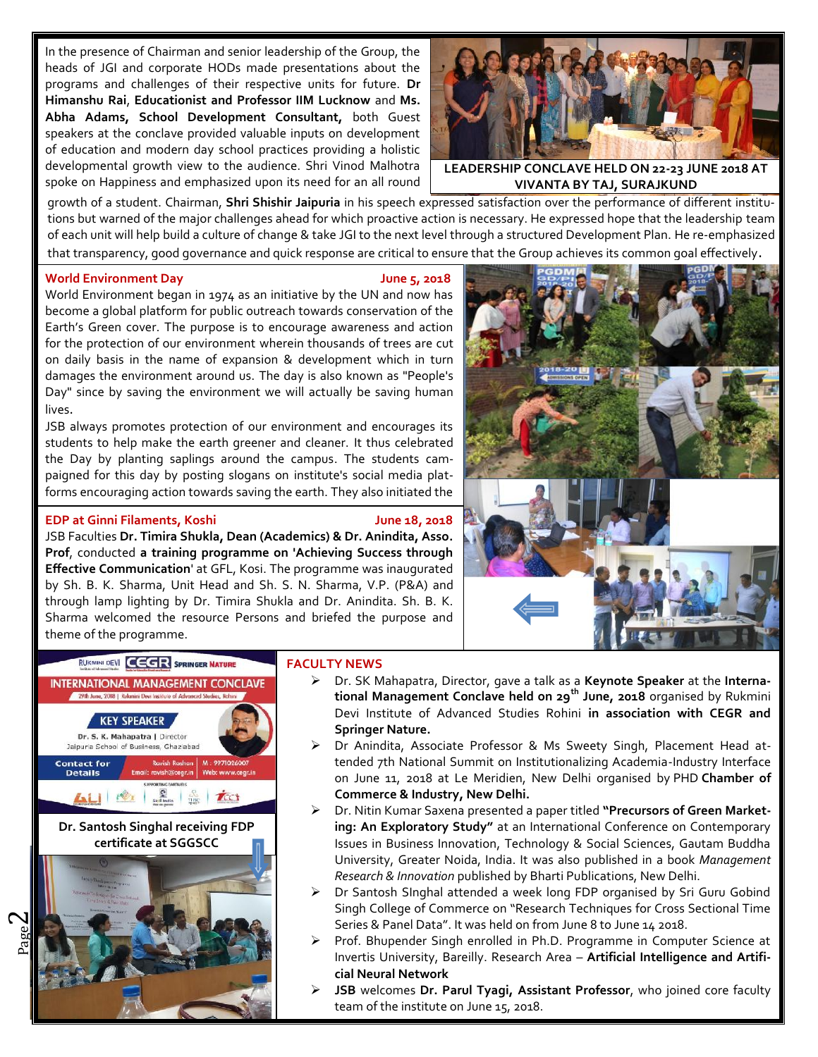In the presence of Chairman and senior leadership of the Group, the heads of JGI and corporate HODs made presentations about the programs and challenges of their respective units for future. **Dr Himanshu Rai**, **Educationist and Professor IIM Lucknow** and **Ms. Abha Adams, School Development Consultant,** both Guest speakers at the conclave provided valuable inputs on development of education and modern day school practices providing a holistic developmental growth view to the audience. Shri Vinod Malhotra spoke on Happiness and emphasized upon its need for an all round growth of a student. Chairman, **Shri Shishir Jaipuria** in his speech expressed satisfaction over the performance of different institutions but warned of the major challenges ahead for which proactive action is necessary. He expressed hope that the leadership team of each unit will help build a culture of change & take JGI to the next level through a structured Development Plan. He re-emphasized that transparency, good governance and quick response are critical to ensure that the Group achieves its common goal effectively.

**LEADERSHIP CONCLAVE HELD ON 22-23 JUNE 2018 AT VIVANTA BY TAJ, SURAJKUND**

## World Environment Day — June 5, 2018

World Environment began in 1974 as an initiative by the UN and now has become a global platform for public outreach towards conservation of the Earth's Green cover. The purpose is to encourage awareness and action for the protection of our environment wherein thousands of trees are cut on daily basis in the name of expansion & development which in turn damages the environment around us. The day is also known as "People's Day" since by saving the environment we will actually be saving human lives.

JSB always promotes protection of our environment and encourages its students to help make the earth greener and cleaner. It thus celebrated the Day by planting saplings around the campus. The students campaigned for this day by posting slogans on institute's social media platforms encouraging action towards saving the earth. They also initiated the

## EDP at Ginni Filaments, Koshi — June 18, 2018

JSB Faculties **Dr. Timira Shukla, Dean (Academics) & Dr. Anindita, Asso. Prof**, conducted **a training programme on 'Achieving Success through Effective Communication**' at GFL, Kosi. The programme was inaugurated by Sh. B. K. Sharma, Unit Head and Sh. S. N. Sharma, V.P. (P&A) and through lamp lighting by Dr. Timira Shukla and Dr. Anindita. Sh. B. K. Sharma welcomed the resource Persons and briefed the purpose and theme of the programme.

RUKMINI DEVI | CEGR | SPRINGER NATURE

INTERNATIONAL MANAGEMENT CONCLAVE
29th June, 2018 | Rukmini Devi Institute of Advanced Studies, Rohini

KEY SPEAKER
Dr. S. K. Mahapatra | Director
Jaipuria School of Business, Ghaziabad

Contact for Details — Ravish Roshan | M: 9971026007 | Email: ravish@cegr.in | Web: www.cegr.in

**Dr. Santosh Singhal receiving FDP certificate at SGGSCC**

## FACULTY NEWS

- Dr. SK Mahapatra, Director, gave a talk as a **Keynote Speaker** at the **International Management Conclave held on 29th June, 2018** organised by Rukmini Devi Institute of Advanced Studies Rohini **in association with CEGR and Springer Nature.**
- Dr Anindita, Associate Professor & Ms Sweety Singh, Placement Head attended 7th National Summit on Institutionalizing Academia-Industry Interface on June 11, 2018 at Le Meridien, New Delhi organised by PHD **Chamber of Commerce & Industry, New Delhi.**
- Dr. Nitin Kumar Saxena presented a paper titled **"Precursors of Green Marketing: An Exploratory Study"** at an International Conference on Contemporary Issues in Business Innovation, Technology & Social Sciences, Gautam Buddha University, Greater Noida, India. It was also published in a book *Management Research & Innovation* published by Bharti Publications, New Delhi.
- Dr Santosh SInghal attended a week long FDP organised by Sri Guru Gobind Singh College of Commerce on "Research Techniques for Cross Sectional Time Series & Panel Data". It was held on from June 8 to June 14 2018.
- Prof. Bhupender Singh enrolled in Ph.D. Programme in Computer Science at Invertis University, Bareilly. Research Area – **Artificial Intelligence and Artificial Neural Network**
- **JSB** welcomes **Dr. Parul Tyagi, Assistant Professor**, who joined core faculty team of the institute on June 15, 2018.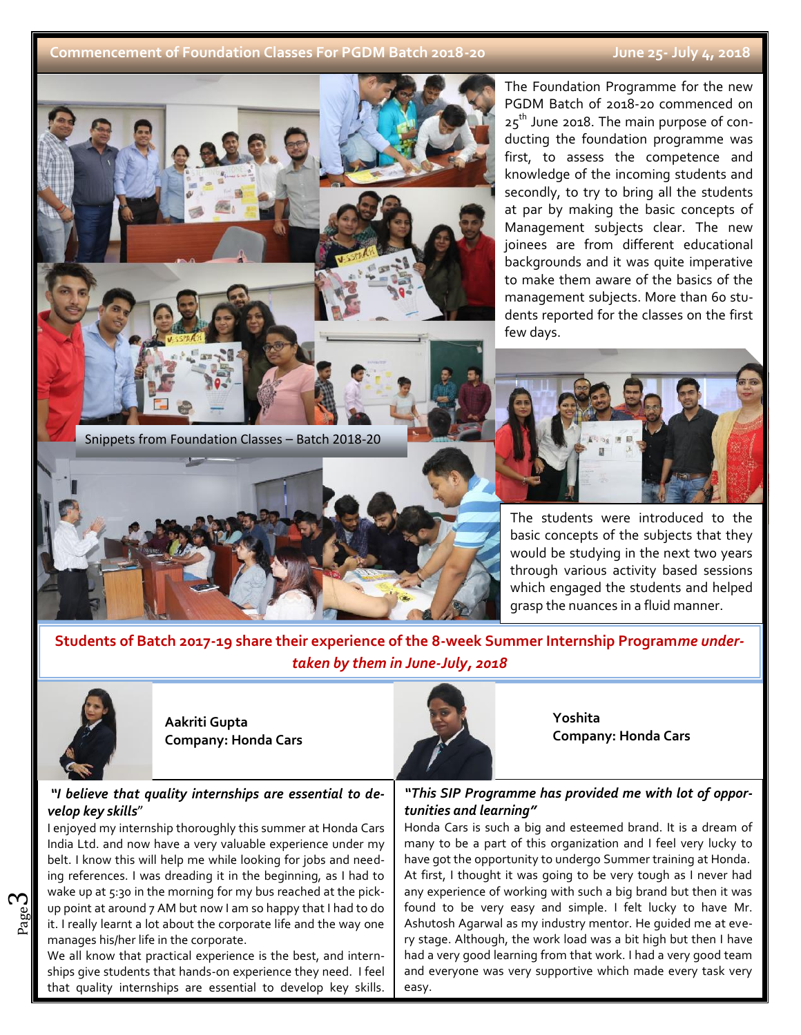## Commencement of Foundation Classes For PGDM Batch 2018-20 — June 25- July 4, 2018

Snippets from Foundation Classes – Batch 2018-20

The Foundation Programme for the new PGDM Batch of 2018-20 commenced on 25th June 2018. The main purpose of conducting the foundation programme was first, to assess the competence and knowledge of the incoming students and secondly, to try to bring all the students at par by making the basic concepts of Management subjects clear. The new joinees are from different educational backgrounds and it was quite imperative to make them aware of the basics of the management subjects. More than 60 students reported for the classes on the first few days.

The students were introduced to the basic concepts of the subjects that they would be studying in the next two years through various activity based sessions which engaged the students and helped grasp the nuances in a fluid manner.

## Students of Batch 2017-19 share their experience of the 8-week Summer Internship Program*me undertaken by them in June-July, 2018*

**Aakriti Gupta**
**Company: Honda Cars**

***"I believe that quality internships are essential to develop key skills"***

I enjoyed my internship thoroughly this summer at Honda Cars India Ltd. and now have a very valuable experience under my belt. I know this will help me while looking for jobs and needing references. I was dreading it in the beginning, as I had to wake up at 5:30 in the morning for my bus reached at the pick-up point at around 7 AM but now I am so happy that I had to do it. I really learnt a lot about the corporate life and the way one manages his/her life in the corporate.

We all know that practical experience is the best, and internships give students that hands-on experience they need. I feel that quality internships are essential to develop key skills.

**Yoshita**
**Company: Honda Cars**

***"This SIP Programme has provided me with lot of opportunities and learning"***

Honda Cars is such a big and esteemed brand. It is a dream of many to be a part of this organization and I feel very lucky to have got the opportunity to undergo Summer training at Honda. At first, I thought it was going to be very tough as I never had any experience of working with such a big brand but then it was found to be very easy and simple. I felt lucky to have Mr. Ashutosh Agarwal as my industry mentor. He guided me at every stage. Although, the work load was a bit high but then I have had a very good learning from that work. I had a very good team and everyone was very supportive which made every task very easy.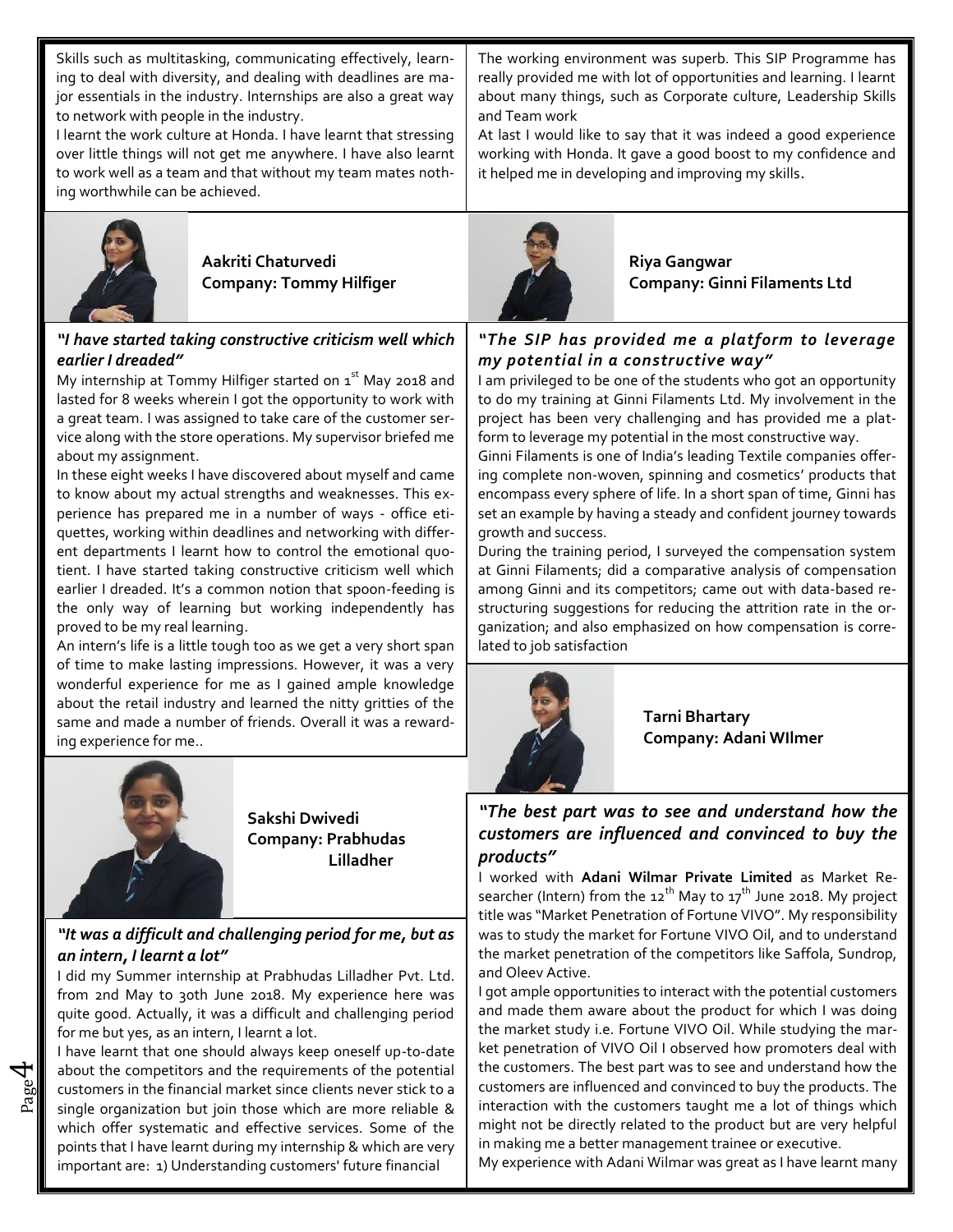Skills such as multitasking, communicating effectively, learning to deal with diversity, and dealing with deadlines are major essentials in the industry. Internships are also a great way to network with people in the industry.

I learnt the work culture at Honda. I have learnt that stressing over little things will not get me anywhere. I have also learnt to work well as a team and that without my team mates nothing worthwhile can be achieved.

The working environment was superb. This SIP Programme has really provided me with lot of opportunities and learning. I learnt about many things, such as Corporate culture, Leadership Skills and Team work

At last I would like to say that it was indeed a good experience working with Honda. It gave a good boost to my confidence and it helped me in developing and improving my skills.

**Aakriti Chaturvedi**
**Company: Tommy Hilfiger**

### *"I have started taking constructive criticism well which earlier I dreaded"*

My internship at Tommy Hilfiger started on 1st May 2018 and lasted for 8 weeks wherein I got the opportunity to work with a great team. I was assigned to take care of the customer service along with the store operations. My supervisor briefed me about my assignment.

In these eight weeks I have discovered about myself and came to know about my actual strengths and weaknesses. This experience has prepared me in a number of ways - office etiquettes, working within deadlines and networking with different departments I learnt how to control the emotional quotient. I have started taking constructive criticism well which earlier I dreaded. It's a common notion that spoon-feeding is the only way of learning but working independently has proved to be my real learning.

An intern's life is a little tough too as we get a very short span of time to make lasting impressions. However, it was a very wonderful experience for me as I gained ample knowledge about the retail industry and learned the nitty gritties of the same and made a number of friends. Overall it was a rewarding experience for me..

**Riya Gangwar**
**Company: Ginni Filaments Ltd**

### *"The SIP has provided me a platform to leverage my potential in a constructive way"*

I am privileged to be one of the students who got an opportunity to do my training at Ginni Filaments Ltd. My involvement in the project has been very challenging and has provided me a platform to leverage my potential in the most constructive way.

Ginni Filaments is one of India's leading Textile companies offering complete non-woven, spinning and cosmetics' products that encompass every sphere of life. In a short span of time, Ginni has set an example by having a steady and confident journey towards growth and success.

During the training period, I surveyed the compensation system at Ginni Filaments; did a comparative analysis of compensation among Ginni and its competitors; came out with data-based restructuring suggestions for reducing the attrition rate in the organization; and also emphasized on how compensation is correlated to job satisfaction

**Sakshi Dwivedi**
**Company: Prabhudas Lilladher**

### *"It was a difficult and challenging period for me, but as an intern, I learnt a lot"*

I did my Summer internship at Prabhudas Lilladher Pvt. Ltd. from 2nd May to 30th June 2018. My experience here was quite good. Actually, it was a difficult and challenging period for me but yes, as an intern, I learnt a lot.

I have learnt that one should always keep oneself up-to-date about the competitors and the requirements of the potential customers in the financial market since clients never stick to a single organization but join those which are more reliable & which offer systematic and effective services. Some of the points that I have learnt during my internship & which are very important are: 1) Understanding customers' future financial

**Tarni Bhartary**
**Company: Adani WIlmer**

### *"The best part was to see and understand how the customers are influenced and convinced to buy the products"*

I worked with **Adani Wilmar Private Limited** as Market Researcher (Intern) from the 12th May to 17th June 2018. My project title was "Market Penetration of Fortune VIVO". My responsibility was to study the market for Fortune VIVO Oil, and to understand the market penetration of the competitors like Saffola, Sundrop, and Oleev Active.

I got ample opportunities to interact with the potential customers and made them aware about the product for which I was doing the market study i.e. Fortune VIVO Oil. While studying the market penetration of VIVO Oil I observed how promoters deal with the customers. The best part was to see and understand how the customers are influenced and convinced to buy the products. The interaction with the customers taught me a lot of things which might not be directly related to the product but are very helpful in making me a better management trainee or executive.

My experience with Adani Wilmar was great as I have learnt many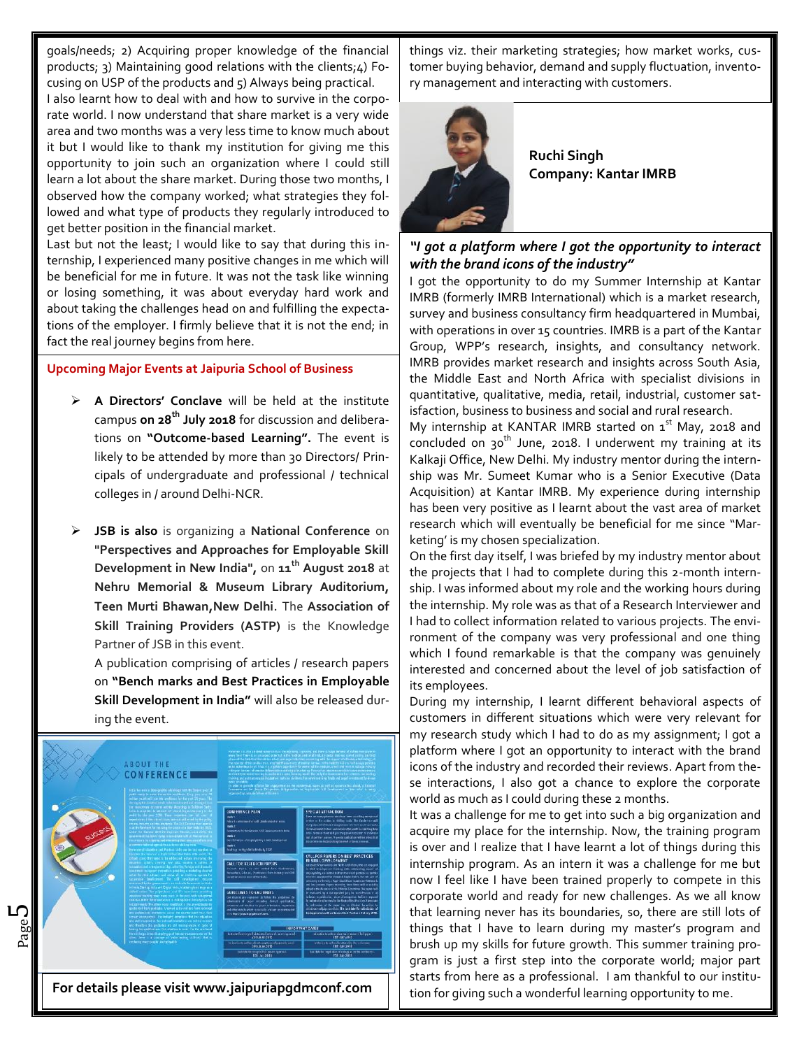goals/needs; 2) Acquiring proper knowledge of the financial products; 3) Maintaining good relations with the clients;4) Focusing on USP of the products and 5) Always being practical.

I also learnt how to deal with and how to survive in the corporate world. I now understand that share market is a very wide area and two months was a very less time to know much about it but I would like to thank my institution for giving me this opportunity to join such an organization where I could still learn a lot about the share market. During those two months, I observed how the company worked; what strategies they followed and what type of products they regularly introduced to get better position in the financial market.

Last but not the least; I would like to say that during this internship, I experienced many positive changes in me which will be beneficial for me in future. It was not the task like winning or losing something, it was about everyday hard work and about taking the challenges head on and fulfilling the expectations of the employer. I firmly believe that it is not the end; in fact the real journey begins from here.

## Upcoming Major Events at Jaipuria School of Business

- **A Directors' Conclave** will be held at the institute campus **on 28th July 2018** for discussion and deliberations on **"Outcome-based Learning".** The event is likely to be attended by more than 30 Directors/ Principals of undergraduate and professional / technical colleges in / around Delhi-NCR.

- **JSB is also** is organizing a **National Conference** on **"Perspectives and Approaches for Employable Skill Development in New India",** on **11th August 2018** at **Nehru Memorial & Museum Library Auditorium, Teen Murti Bhawan,New Delhi**. The **Association of Skill Training Providers (ASTP)** is the Knowledge Partner of JSB in this event.

  A publication comprising of articles / research papers on **"Bench marks and Best Practices in Employable Skill Development in India"** will also be released during the event.

**For details please visit www.jaipuriapgdmconf.com**

things viz. their marketing strategies; how market works, customer buying behavior, demand and supply fluctuation, inventory management and interacting with customers.

**Ruchi Singh**
**Company: Kantar IMRB**

### *"I got a platform where I got the opportunity to interact with the brand icons of the industry"*

I got the opportunity to do my Summer Internship at Kantar IMRB (formerly IMRB International) which is a market research, survey and business consultancy firm headquartered in Mumbai, with operations in over 15 countries. IMRB is a part of the Kantar Group, WPP's research, insights, and consultancy network. IMRB provides market research and insights across South Asia, the Middle East and North Africa with specialist divisions in quantitative, qualitative, media, retail, industrial, customer satisfaction, business to business and social and rural research.

My internship at KANTAR IMRB started on 1st May, 2018 and concluded on 30th June, 2018. I underwent my training at its Kalkaji Office, New Delhi. My industry mentor during the internship was Mr. Sumeet Kumar who is a Senior Executive (Data Acquisition) at Kantar IMRB. My experience during internship has been very positive as I learnt about the vast area of market research which will eventually be beneficial for me since "Marketing' is my chosen specialization.

On the first day itself, I was briefed by my industry mentor about the projects that I had to complete during this 2-month internship. I was informed about my role and the working hours during the internship. My role was as that of a Research Interviewer and I had to collect information related to various projects. The environment of the company was very professional and one thing which I found remarkable is that the company was genuinely interested and concerned about the level of job satisfaction of its employees.

During my internship, I learnt different behavioral aspects of customers in different situations which were very relevant for my research study which I had to do as my assignment; I got a platform where I got an opportunity to interact with the brand icons of the industry and recorded their reviews. Apart from these interactions, I also got a chance to explore the corporate world as much as I could during these 2 months.

It was a challenge for me to get into such a big organization and acquire my place for the internship. Now, the training program is over and I realize that I have learnt a lot of things during this internship program. As an intern it was a challenge for me but now I feel like I have been trained properly to compete in this corporate world and ready for new challenges. As we all know that learning never has its boundaries, so, there are still lots of things that I have to learn during my master's program and brush up my skills for future growth. This summer training program is just a first step into the corporate world; major part starts from here as a professional. I am thankful to our institution for giving such a wonderful learning opportunity to me.